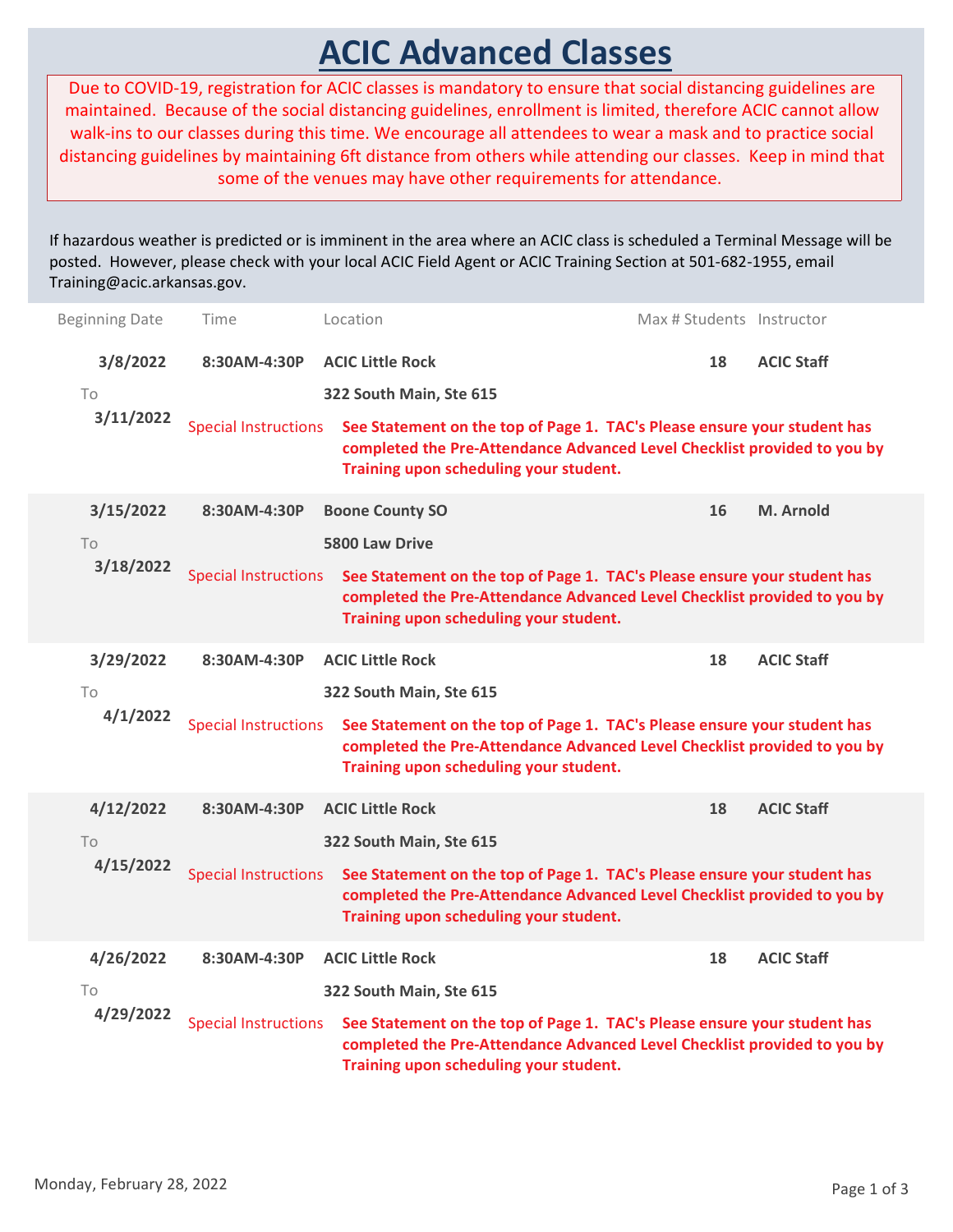# ACIC Advanced Classes

Due to COVID-19, registration for ACIC classes is mandatory to ensure that social distancing guidelines are maintained. Because of the social distancing guidelines, enrollment is limited, therefore ACIC cannot allow walk-ins to our classes during this time. We encourage all attendees to wear a mask and to practice social distancing guidelines by maintaining 6ft distance from others while attending our classes. Keep in mind that some of the venues may have other requirements for attendance.

If hazardous weather is predicted or is imminent in the area where an ACIC class is scheduled a Terminal Message will be posted. However, please check with your local ACIC Field Agent or ACIC Training Section at 501-682-1955, email Training@acic.arkansas.gov.

| Beginning Date | Time | Location | Max # Students | Instructor |
|---|---|---|---|---|
| **3/8/2022** To **3/11/2022** | **8:30AM-4:30P** | **ACIC Little Rock** **322 South Main, Ste 615** | **18** | **ACIC Staff** |
| | Special Instructions | **See Statement on the top of Page 1. TAC's Please ensure your student has completed the Pre-Attendance Advanced Level Checklist provided to you by Training upon scheduling your student.** | | |
| **3/15/2022** To **3/18/2022** | **8:30AM-4:30P** | **Boone County SO** **5800 Law Drive** | **16** | **M. Arnold** |
| | Special Instructions | **See Statement on the top of Page 1. TAC's Please ensure your student has completed the Pre-Attendance Advanced Level Checklist provided to you by Training upon scheduling your student.** | | |
| **3/29/2022** To **4/1/2022** | **8:30AM-4:30P** | **ACIC Little Rock** **322 South Main, Ste 615** | **18** | **ACIC Staff** |
| | Special Instructions | **See Statement on the top of Page 1. TAC's Please ensure your student has completed the Pre-Attendance Advanced Level Checklist provided to you by Training upon scheduling your student.** | | |
| **4/12/2022** To **4/15/2022** | **8:30AM-4:30P** | **ACIC Little Rock** **322 South Main, Ste 615** | **18** | **ACIC Staff** |
| | Special Instructions | **See Statement on the top of Page 1. TAC's Please ensure your student has completed the Pre-Attendance Advanced Level Checklist provided to you by Training upon scheduling your student.** | | |
| **4/26/2022** To **4/29/2022** | **8:30AM-4:30P** | **ACIC Little Rock** **322 South Main, Ste 615** | **18** | **ACIC Staff** |
| | Special Instructions | **See Statement on the top of Page 1. TAC's Please ensure your student has completed the Pre-Attendance Advanced Level Checklist provided to you by Training upon scheduling your student.** | | |

Monday, February 28, 2022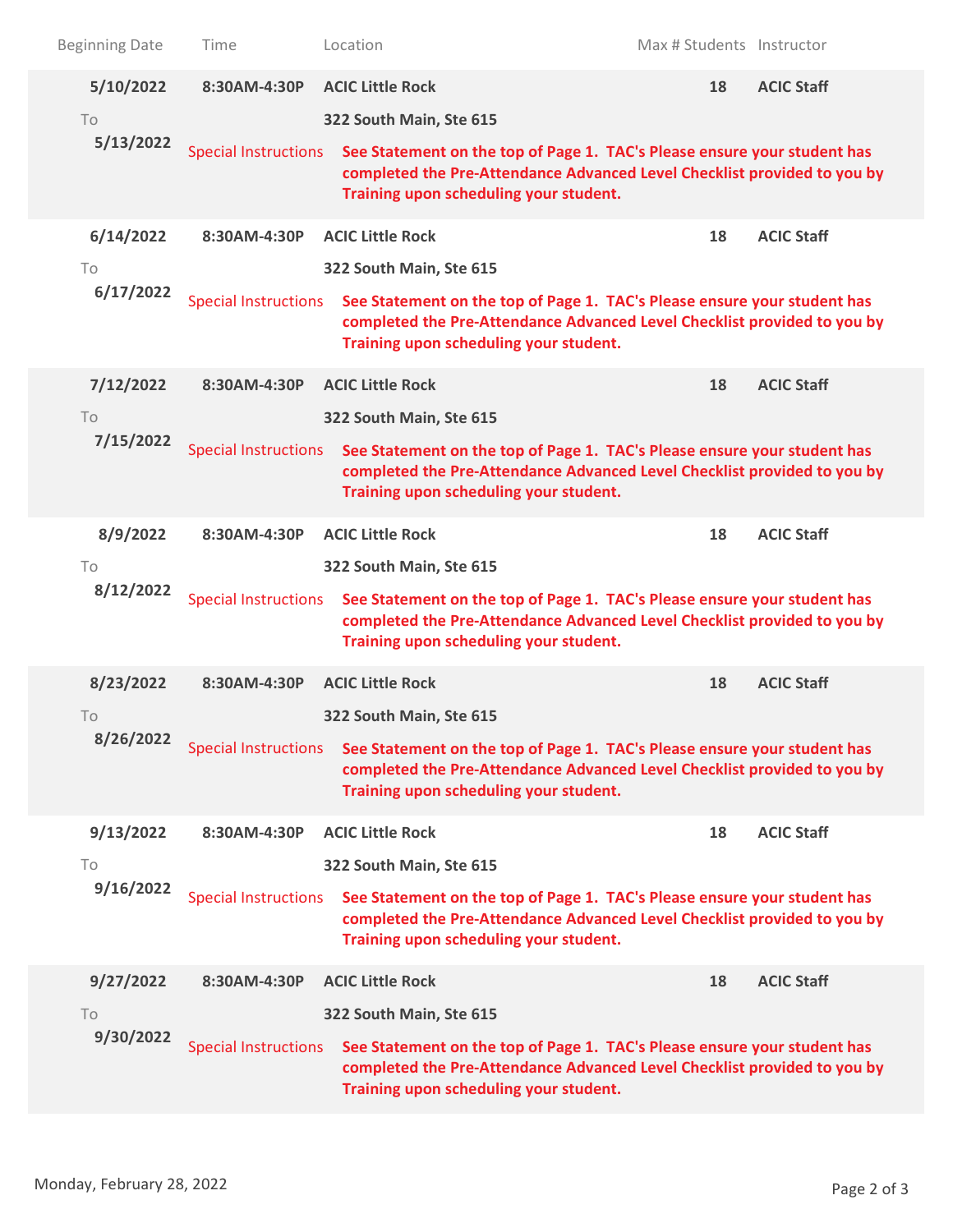| Beginning Date | Time | Location | Max # Students | Instructor |
|---|---|---|---|---|
| **5/10/2022** To **5/13/2022** | **8:30AM-4:30P** | **ACIC Little Rock** **322 South Main, Ste 615** | **18** | **ACIC Staff** |
| | Special Instructions | **See Statement on the top of Page 1. TAC's Please ensure your student has completed the Pre-Attendance Advanced Level Checklist provided to you by Training upon scheduling your student.** | | |
| **6/14/2022** To **6/17/2022** | **8:30AM-4:30P** | **ACIC Little Rock** **322 South Main, Ste 615** | **18** | **ACIC Staff** |
| | Special Instructions | **See Statement on the top of Page 1. TAC's Please ensure your student has completed the Pre-Attendance Advanced Level Checklist provided to you by Training upon scheduling your student.** | | |
| **7/12/2022** To **7/15/2022** | **8:30AM-4:30P** | **ACIC Little Rock** **322 South Main, Ste 615** | **18** | **ACIC Staff** |
| | Special Instructions | **See Statement on the top of Page 1. TAC's Please ensure your student has completed the Pre-Attendance Advanced Level Checklist provided to you by Training upon scheduling your student.** | | |
| **8/9/2022** To **8/12/2022** | **8:30AM-4:30P** | **ACIC Little Rock** **322 South Main, Ste 615** | **18** | **ACIC Staff** |
| | Special Instructions | **See Statement on the top of Page 1. TAC's Please ensure your student has completed the Pre-Attendance Advanced Level Checklist provided to you by Training upon scheduling your student.** | | |
| **8/23/2022** To **8/26/2022** | **8:30AM-4:30P** | **ACIC Little Rock** **322 South Main, Ste 615** | **18** | **ACIC Staff** |
| | Special Instructions | **See Statement on the top of Page 1. TAC's Please ensure your student has completed the Pre-Attendance Advanced Level Checklist provided to you by Training upon scheduling your student.** | | |
| **9/13/2022** To **9/16/2022** | **8:30AM-4:30P** | **ACIC Little Rock** **322 South Main, Ste 615** | **18** | **ACIC Staff** |
| | Special Instructions | **See Statement on the top of Page 1. TAC's Please ensure your student has completed the Pre-Attendance Advanced Level Checklist provided to you by Training upon scheduling your student.** | | |
| **9/27/2022** To **9/30/2022** | **8:30AM-4:30P** | **ACIC Little Rock** **322 South Main, Ste 615** | **18** | **ACIC Staff** |
| | Special Instructions | **See Statement on the top of Page 1. TAC's Please ensure your student has completed the Pre-Attendance Advanced Level Checklist provided to you by Training upon scheduling your student.** | | |

Monday, February 28, 2022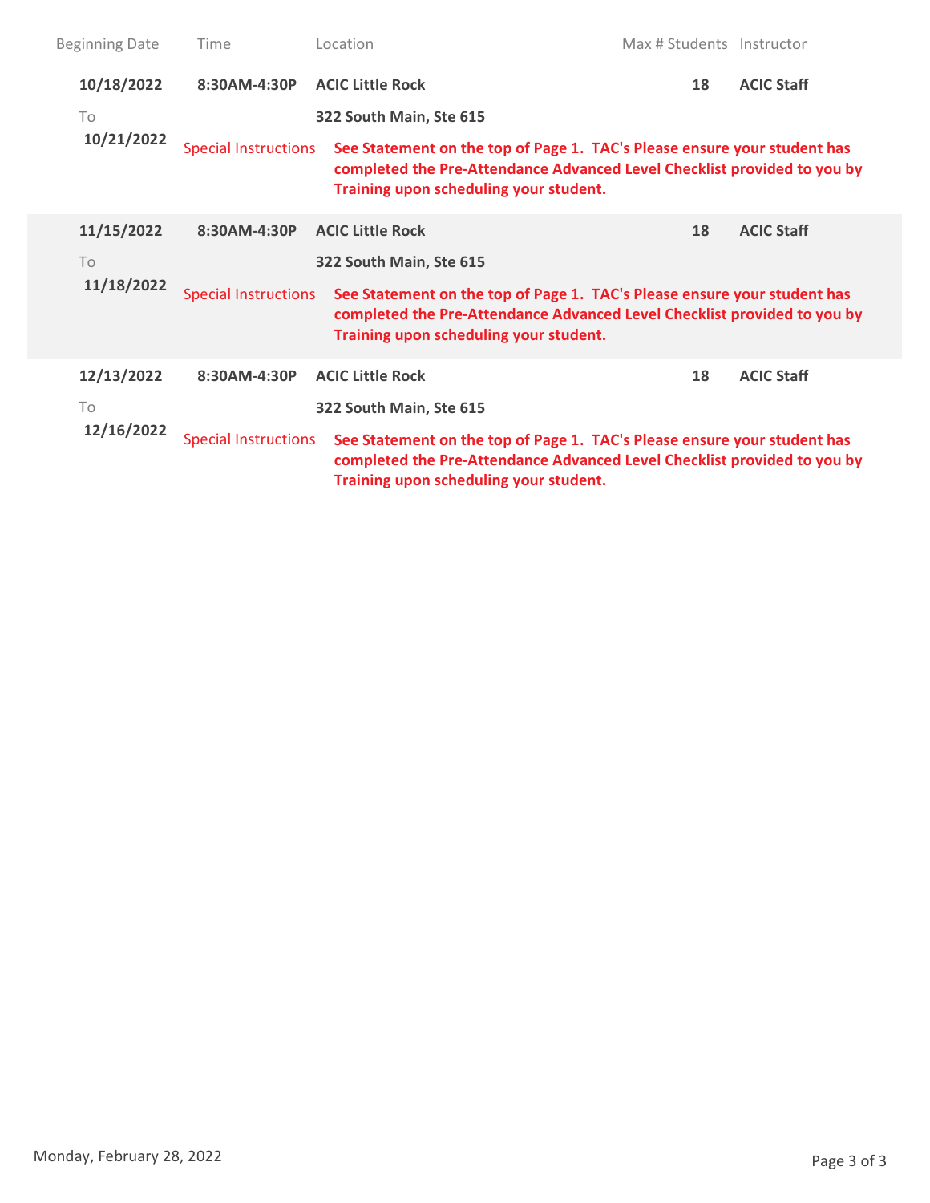| Beginning Date | Time | Location | Max # Students | Instructor |
|---|---|---|---|---|
| **10/18/2022** To **10/21/2022** | **8:30AM-4:30P** | **ACIC Little Rock** **322 South Main, Ste 615** | **18** | **ACIC Staff** |
| | Special Instructions | **See Statement on the top of Page 1. TAC's Please ensure your student has completed the Pre-Attendance Advanced Level Checklist provided to you by Training upon scheduling your student.** | | |
| **11/15/2022** To **11/18/2022** | **8:30AM-4:30P** | **ACIC Little Rock** **322 South Main, Ste 615** | **18** | **ACIC Staff** |
| | Special Instructions | **See Statement on the top of Page 1. TAC's Please ensure your student has completed the Pre-Attendance Advanced Level Checklist provided to you by Training upon scheduling your student.** | | |
| **12/13/2022** To **12/16/2022** | **8:30AM-4:30P** | **ACIC Little Rock** **322 South Main, Ste 615** | **18** | **ACIC Staff** |
| | Special Instructions | **See Statement on the top of Page 1. TAC's Please ensure your student has completed the Pre-Attendance Advanced Level Checklist provided to you by Training upon scheduling your student.** | | |

Monday, February 28, 2022